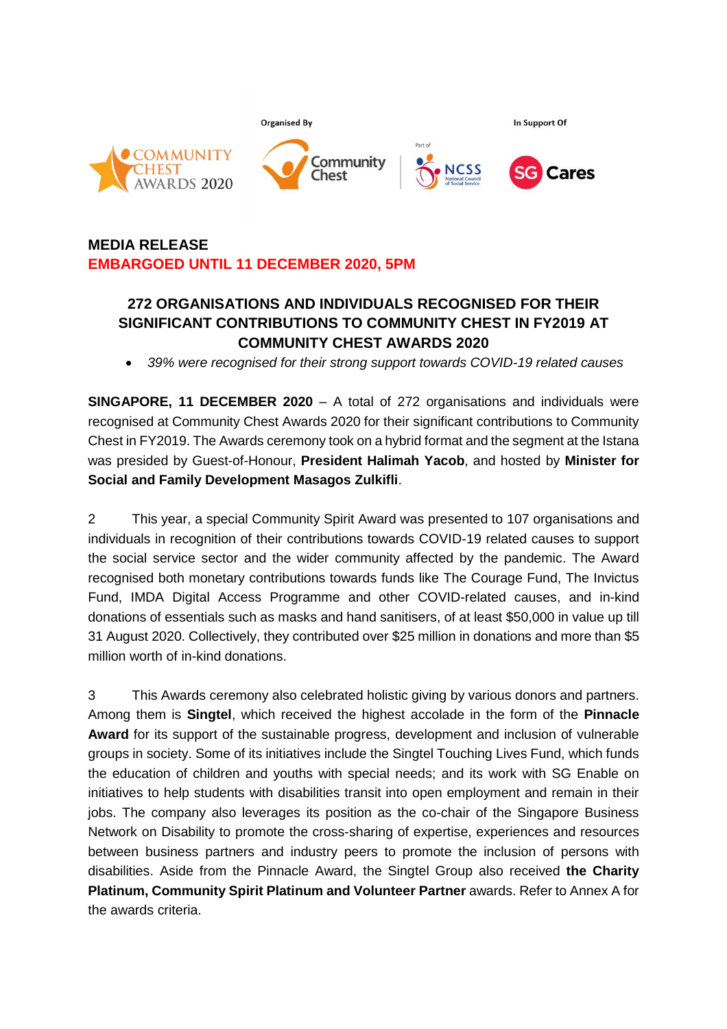Organised By

In Support Of

**MEDIA RELEASE**
**EMBARGOED UNTIL 11 DECEMBER 2020, 5PM**

## 272 ORGANISATIONS AND INDIVIDUALS RECOGNISED FOR THEIR SIGNIFICANT CONTRIBUTIONS TO COMMUNITY CHEST IN FY2019 AT COMMUNITY CHEST AWARDS 2020

- *39% were recognised for their strong support towards COVID-19 related causes*

**SINGAPORE, 11 DECEMBER 2020** – A total of 272 organisations and individuals were recognised at Community Chest Awards 2020 for their significant contributions to Community Chest in FY2019. The Awards ceremony took on a hybrid format and the segment at the Istana was presided by Guest-of-Honour, **President Halimah Yacob**, and hosted by **Minister for Social and Family Development Masagos Zulkifli**.

2 This year, a special Community Spirit Award was presented to 107 organisations and individuals in recognition of their contributions towards COVID-19 related causes to support the social service sector and the wider community affected by the pandemic. The Award recognised both monetary contributions towards funds like The Courage Fund, The Invictus Fund, IMDA Digital Access Programme and other COVID-related causes, and in-kind donations of essentials such as masks and hand sanitisers, of at least $50,000 in value up till 31 August 2020. Collectively, they contributed over $25 million in donations and more than $5 million worth of in-kind donations.

3 This Awards ceremony also celebrated holistic giving by various donors and partners. Among them is **Singtel**, which received the highest accolade in the form of the **Pinnacle Award** for its support of the sustainable progress, development and inclusion of vulnerable groups in society. Some of its initiatives include the Singtel Touching Lives Fund, which funds the education of children and youths with special needs; and its work with SG Enable on initiatives to help students with disabilities transit into open employment and remain in their jobs. The company also leverages its position as the co-chair of the Singapore Business Network on Disability to promote the cross-sharing of expertise, experiences and resources between business partners and industry peers to promote the inclusion of persons with disabilities. Aside from the Pinnacle Award, the Singtel Group also received **the Charity Platinum, Community Spirit Platinum and Volunteer Partner** awards. Refer to Annex A for the awards criteria.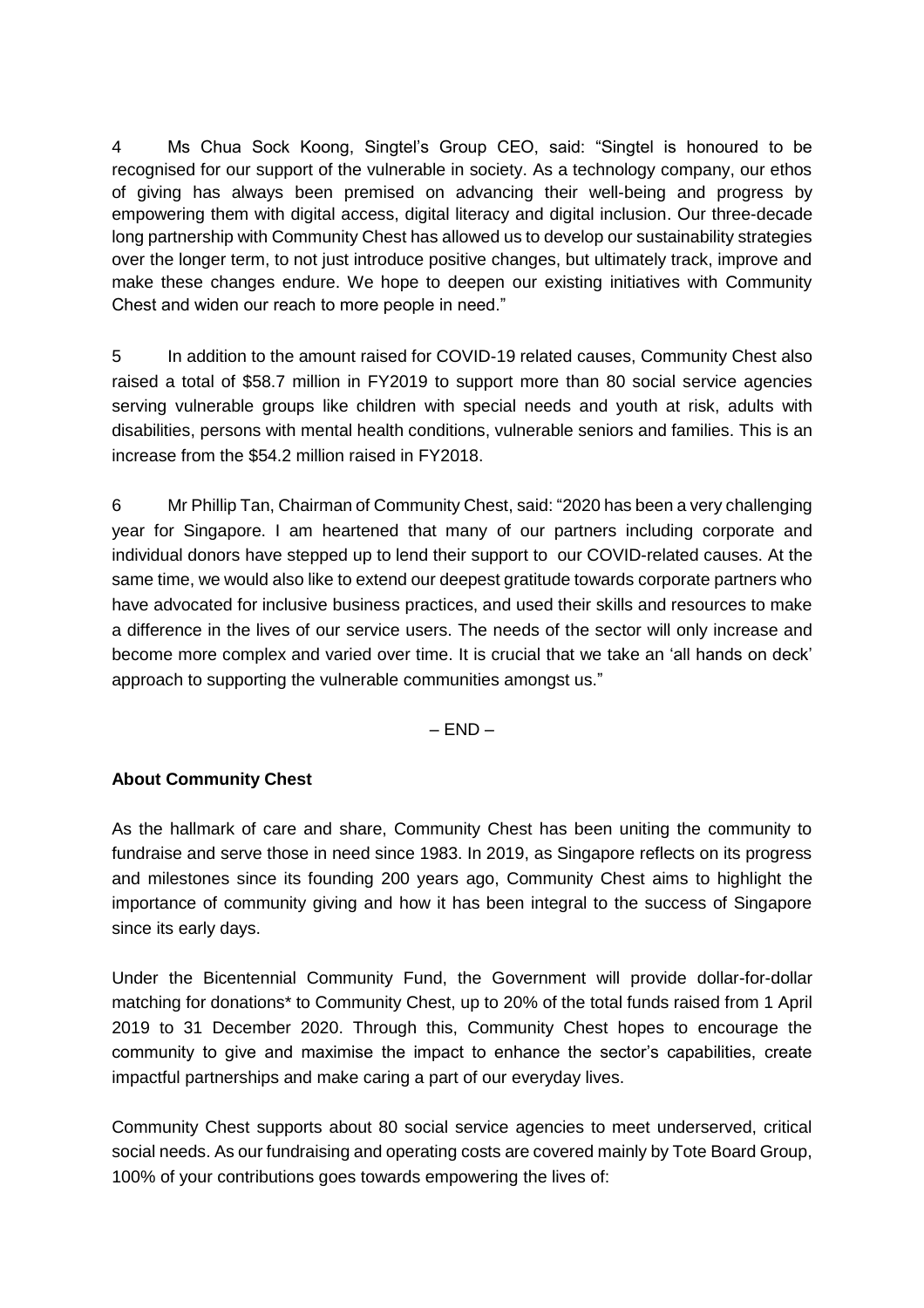4 Ms Chua Sock Koong, Singtel's Group CEO, said: "Singtel is honoured to be recognised for our support of the vulnerable in society. As a technology company, our ethos of giving has always been premised on advancing their well-being and progress by empowering them with digital access, digital literacy and digital inclusion. Our three-decade long partnership with Community Chest has allowed us to develop our sustainability strategies over the longer term, to not just introduce positive changes, but ultimately track, improve and make these changes endure. We hope to deepen our existing initiatives with Community Chest and widen our reach to more people in need."

5 In addition to the amount raised for COVID-19 related causes, Community Chest also raised a total of $58.7 million in FY2019 to support more than 80 social service agencies serving vulnerable groups like children with special needs and youth at risk, adults with disabilities, persons with mental health conditions, vulnerable seniors and families. This is an increase from the $54.2 million raised in FY2018.

6 Mr Phillip Tan, Chairman of Community Chest, said: "2020 has been a very challenging year for Singapore. I am heartened that many of our partners including corporate and individual donors have stepped up to lend their support to our COVID-related causes. At the same time, we would also like to extend our deepest gratitude towards corporate partners who have advocated for inclusive business practices, and used their skills and resources to make a difference in the lives of our service users. The needs of the sector will only increase and become more complex and varied over time. It is crucial that we take an 'all hands on deck' approach to supporting the vulnerable communities amongst us."

– END –

**About Community Chest**

As the hallmark of care and share, Community Chest has been uniting the community to fundraise and serve those in need since 1983. In 2019, as Singapore reflects on its progress and milestones since its founding 200 years ago, Community Chest aims to highlight the importance of community giving and how it has been integral to the success of Singapore since its early days.

Under the Bicentennial Community Fund, the Government will provide dollar-for-dollar matching for donations* to Community Chest, up to 20% of the total funds raised from 1 April 2019 to 31 December 2020. Through this, Community Chest hopes to encourage the community to give and maximise the impact to enhance the sector's capabilities, create impactful partnerships and make caring a part of our everyday lives.

Community Chest supports about 80 social service agencies to meet underserved, critical social needs. As our fundraising and operating costs are covered mainly by Tote Board Group, 100% of your contributions goes towards empowering the lives of: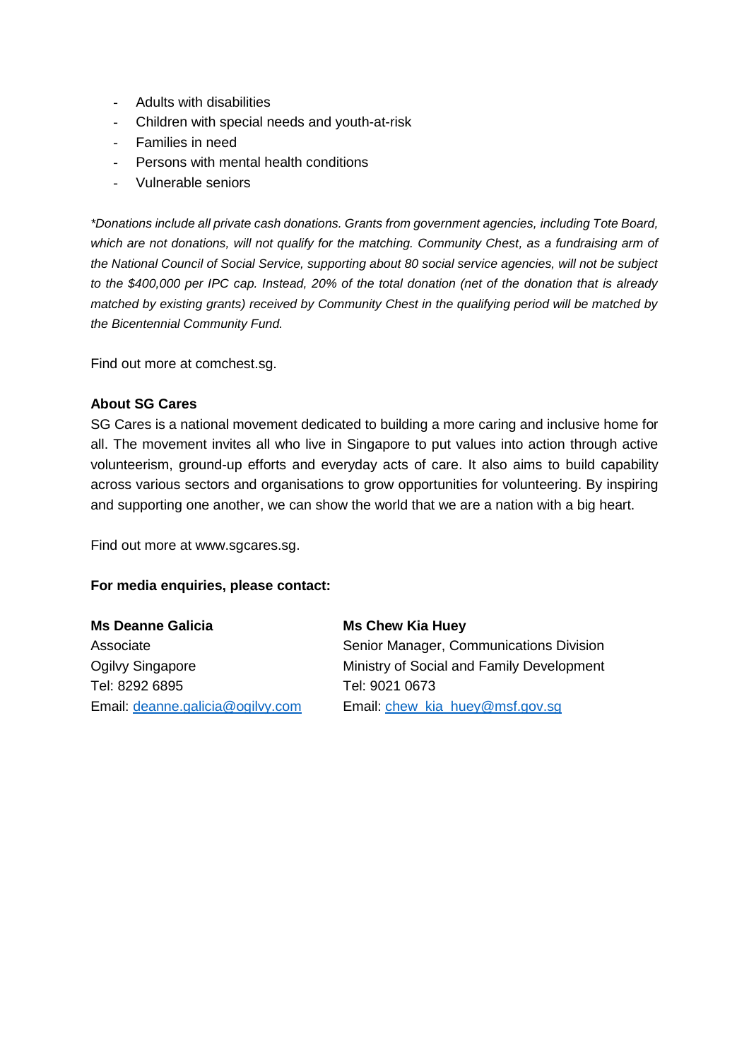- Adults with disabilities
- Children with special needs and youth-at-risk
- Families in need
- Persons with mental health conditions
- Vulnerable seniors

*\*Donations include all private cash donations. Grants from government agencies, including Tote Board, which are not donations, will not qualify for the matching. Community Chest, as a fundraising arm of the National Council of Social Service, supporting about 80 social service agencies, will not be subject to the $400,000 per IPC cap. Instead, 20% of the total donation (net of the donation that is already matched by existing grants) received by Community Chest in the qualifying period will be matched by the Bicentennial Community Fund.*

Find out more at comchest.sg.

**About SG Cares**

SG Cares is a national movement dedicated to building a more caring and inclusive home for all. The movement invites all who live in Singapore to put values into action through active volunteerism, ground-up efforts and everyday acts of care. It also aims to build capability across various sectors and organisations to grow opportunities for volunteering. By inspiring and supporting one another, we can show the world that we are a nation with a big heart.

Find out more at www.sgcares.sg.

**For media enquiries, please contact:**

**Ms Deanne Galicia**
Associate
Ogilvy Singapore
Tel: 8292 6895
Email: deanne.galicia@ogilvy.com

**Ms Chew Kia Huey**
Senior Manager, Communications Division
Ministry of Social and Family Development
Tel: 9021 0673
Email: chew_kia_huey@msf.gov.sg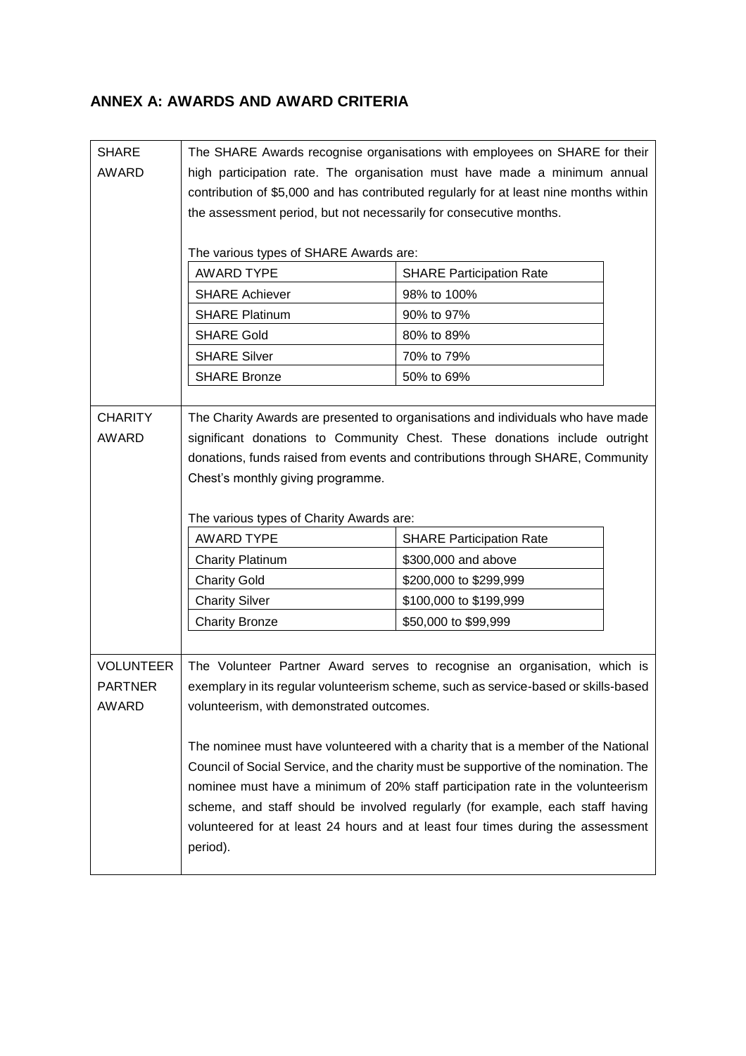## ANNEX A: AWARDS AND AWARD CRITERIA

**SHARE AWARD**

The SHARE Awards recognise organisations with employees on SHARE for their high participation rate. The organisation must have made a minimum annual contribution of $5,000 and has contributed regularly for at least nine months within the assessment period, but not necessarily for consecutive months.

The various types of SHARE Awards are:

| AWARD TYPE | SHARE Participation Rate |
|---|---|
| SHARE Achiever | 98% to 100% |
| SHARE Platinum | 90% to 97% |
| SHARE Gold | 80% to 89% |
| SHARE Silver | 70% to 79% |
| SHARE Bronze | 50% to 69% |

**CHARITY AWARD**

The Charity Awards are presented to organisations and individuals who have made significant donations to Community Chest. These donations include outright donations, funds raised from events and contributions through SHARE, Community Chest's monthly giving programme.

The various types of Charity Awards are:

| AWARD TYPE | SHARE Participation Rate |
|---|---|
| Charity Platinum | $300,000 and above |
| Charity Gold | $200,000 to $299,999 |
| Charity Silver | $100,000 to $199,999 |
| Charity Bronze | $50,000 to $99,999 |

**VOLUNTEER PARTNER AWARD**

The Volunteer Partner Award serves to recognise an organisation, which is exemplary in its regular volunteerism scheme, such as service-based or skills-based volunteerism, with demonstrated outcomes.

The nominee must have volunteered with a charity that is a member of the National Council of Social Service, and the charity must be supportive of the nomination. The nominee must have a minimum of 20% staff participation rate in the volunteerism scheme, and staff should be involved regularly (for example, each staff having volunteered for at least 24 hours and at least four times during the assessment period).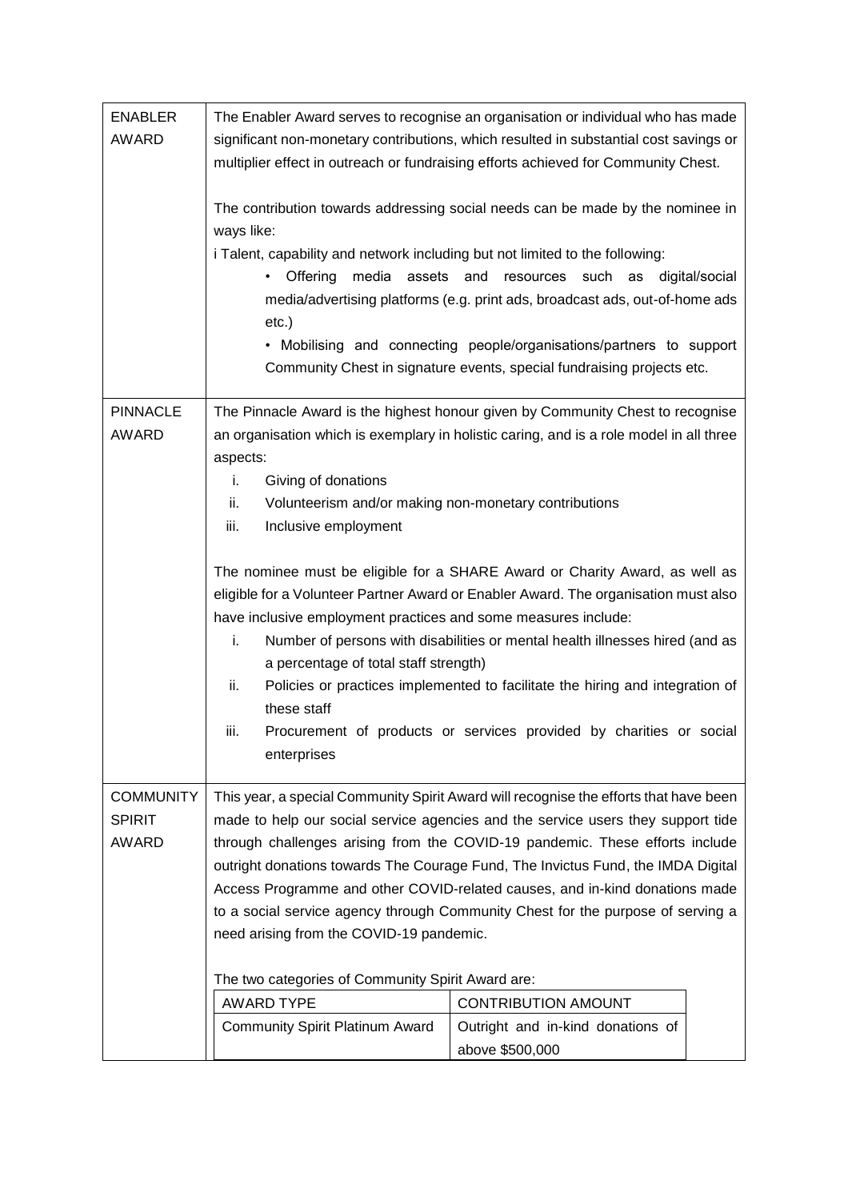| | |
|---|---|
| ENABLER AWARD | The Enabler Award serves to recognise an organisation or individual who has made significant non-monetary contributions, which resulted in substantial cost savings or multiplier effect in outreach or fundraising efforts achieved for Community Chest.<br><br>The contribution towards addressing social needs can be made by the nominee in ways like:<br>i Talent, capability and network including but not limited to the following:<br>• Offering media assets and resources such as digital/social media/advertising platforms (e.g. print ads, broadcast ads, out-of-home ads etc.)<br>• Mobilising and connecting people/organisations/partners to support Community Chest in signature events, special fundraising projects etc. |
| PINNACLE AWARD | The Pinnacle Award is the highest honour given by Community Chest to recognise an organisation which is exemplary in holistic caring, and is a role model in all three aspects:<br>i. Giving of donations<br>ii. Volunteerism and/or making non-monetary contributions<br>iii. Inclusive employment<br><br>The nominee must be eligible for a SHARE Award or Charity Award, as well as eligible for a Volunteer Partner Award or Enabler Award. The organisation must also have inclusive employment practices and some measures include:<br>i. Number of persons with disabilities or mental health illnesses hired (and as a percentage of total staff strength)<br>ii. Policies or practices implemented to facilitate the hiring and integration of these staff<br>iii. Procurement of products or services provided by charities or social enterprises |
| COMMUNITY SPIRIT AWARD | This year, a special Community Spirit Award will recognise the efforts that have been made to help our social service agencies and the service users they support tide through challenges arising from the COVID-19 pandemic. These efforts include outright donations towards The Courage Fund, The Invictus Fund, the IMDA Digital Access Programme and other COVID-related causes, and in-kind donations made to a social service agency through Community Chest for the purpose of serving a need arising from the COVID-19 pandemic.<br><br>The two categories of Community Spirit Award are: |

| AWARD TYPE | CONTRIBUTION AMOUNT |
|---|---|
| Community Spirit Platinum Award | Outright and in-kind donations of above $500,000 |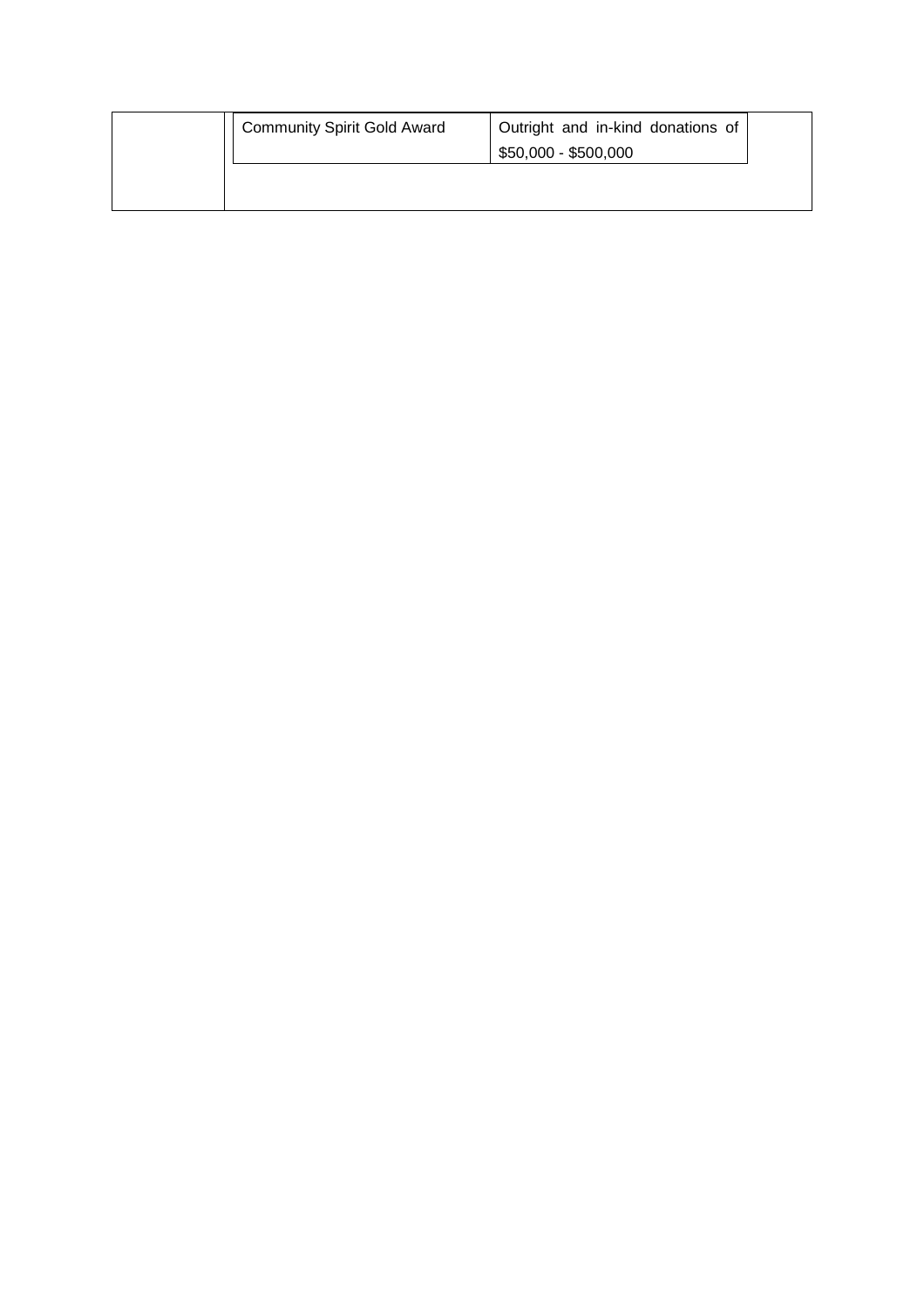| | | |
|---|---|---|
| | Community Spirit Gold Award | Outright and in-kind donations of $50,000 - $500,000 |